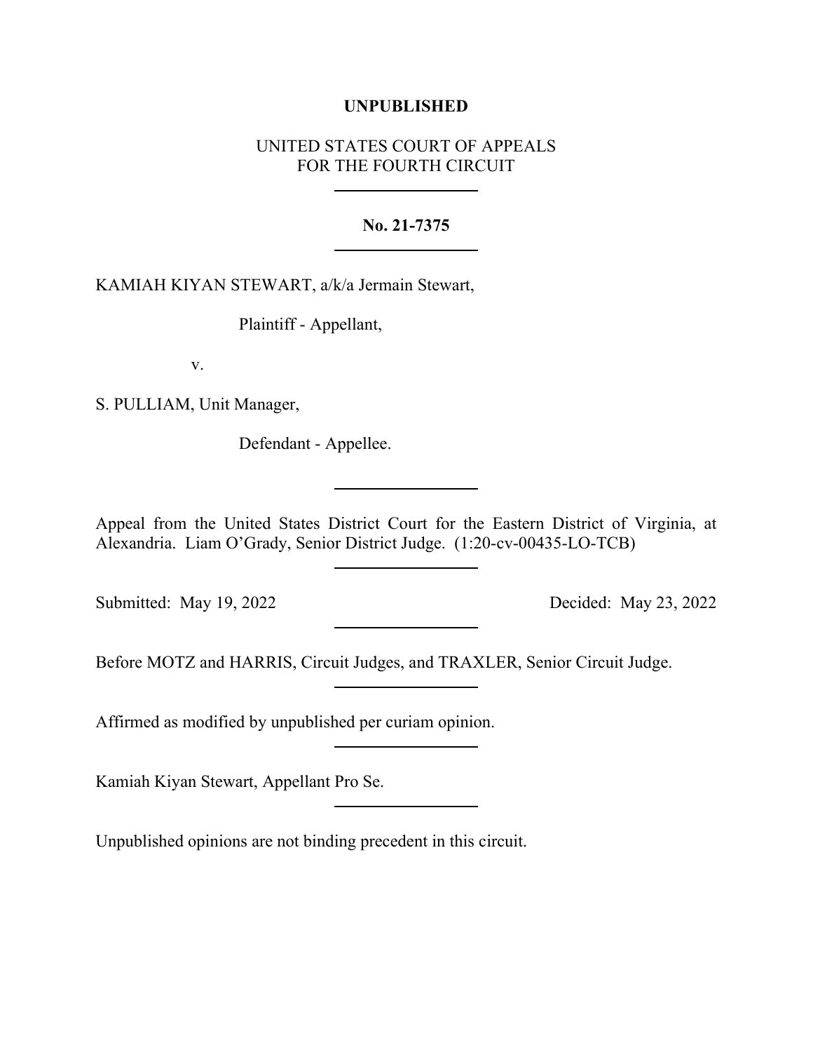**UNPUBLISHED**

UNITED STATES COURT OF APPEALS
FOR THE FOURTH CIRCUIT

---

**No. 21-7375**

---

KAMIAH KIYAN STEWART, a/k/a Jermain Stewart,

Plaintiff - Appellant,

v.

S. PULLIAM, Unit Manager,

Defendant - Appellee.

---

Appeal from the United States District Court for the Eastern District of Virginia, at Alexandria. Liam O'Grady, Senior District Judge. (1:20-cv-00435-LO-TCB)

---

Submitted: May 19, 2022 Decided: May 23, 2022

---

Before MOTZ and HARRIS, Circuit Judges, and TRAXLER, Senior Circuit Judge.

---

Affirmed as modified by unpublished per curiam opinion.

---

Kamiah Kiyan Stewart, Appellant Pro Se.

---

Unpublished opinions are not binding precedent in this circuit.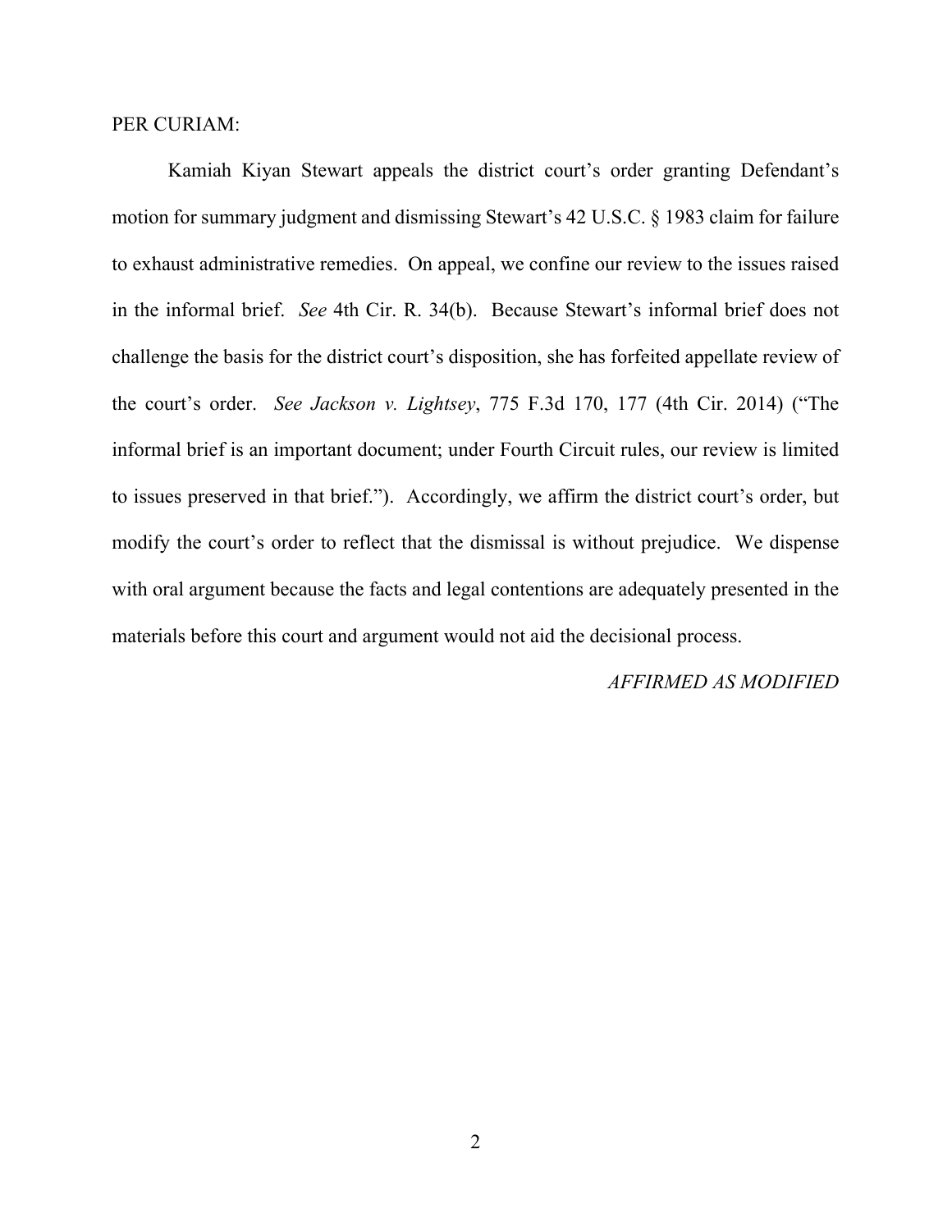PER CURIAM:

Kamiah Kiyan Stewart appeals the district court's order granting Defendant's motion for summary judgment and dismissing Stewart's 42 U.S.C. § 1983 claim for failure to exhaust administrative remedies. On appeal, we confine our review to the issues raised in the informal brief. *See* 4th Cir. R. 34(b). Because Stewart's informal brief does not challenge the basis for the district court's disposition, she has forfeited appellate review of the court's order. *See Jackson v. Lightsey*, 775 F.3d 170, 177 (4th Cir. 2014) ("The informal brief is an important document; under Fourth Circuit rules, our review is limited to issues preserved in that brief."). Accordingly, we affirm the district court's order, but modify the court's order to reflect that the dismissal is without prejudice. We dispense with oral argument because the facts and legal contentions are adequately presented in the materials before this court and argument would not aid the decisional process.

*AFFIRMED AS MODIFIED*